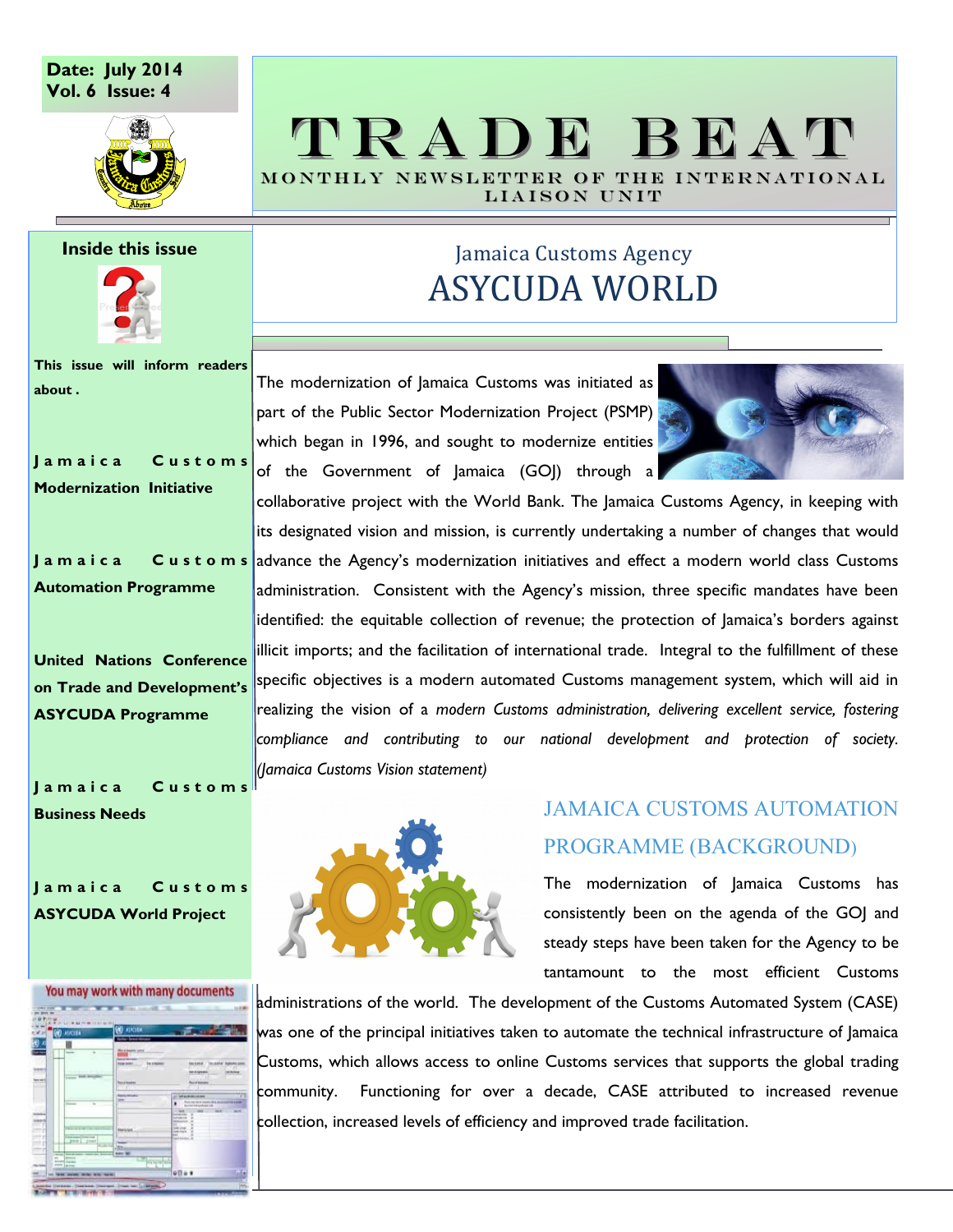Date: July 2014
Vol. 6 Issue: 4

# TRADE BEAT

MONTHLY NEWSLETTER OF THE INTERNATIONAL LIAISON UNIT

## Jamaica Customs Agency
## ASYCUDA WORLD

**Inside this issue**

**This issue will inform readers about .**

- **Jamaica Customs Modernization Initiative**
- **Jamaica Customs Automation Programme**
- **United Nations Conference on Trade and Development's ASYCUDA Programme**
- **Jamaica Customs Business Needs**
- **Jamaica Customs ASYCUDA World Project**

You may work with many documents

The modernization of Jamaica Customs was initiated as part of the Public Sector Modernization Project (PSMP) which began in 1996, and sought to modernize entities of the Government of Jamaica (GOJ) through a collaborative project with the World Bank. The Jamaica Customs Agency, in keeping with its designated vision and mission, is currently undertaking a number of changes that would advance the Agency's modernization initiatives and effect a modern world class Customs administration. Consistent with the Agency's mission, three specific mandates have been identified: the equitable collection of revenue; the protection of Jamaica's borders against illicit imports; and the facilitation of international trade. Integral to the fulfillment of these specific objectives is a modern automated Customs management system, which will aid in realizing the vision of a *modern Customs administration, delivering excellent service, fostering compliance and contributing to our national development and protection of society. (Jamaica Customs Vision statement)*

### JAMAICA CUSTOMS AUTOMATION PROGRAMME (BACKGROUND)

The modernization of Jamaica Customs has consistently been on the agenda of the GOJ and steady steps have been taken for the Agency to be tantamount to the most efficient Customs administrations of the world. The development of the Customs Automated System (CASE) was one of the principal initiatives taken to automate the technical infrastructure of Jamaica Customs, which allows access to online Customs services that supports the global trading community. Functioning for over a decade, CASE attributed to increased revenue collection, increased levels of efficiency and improved trade facilitation.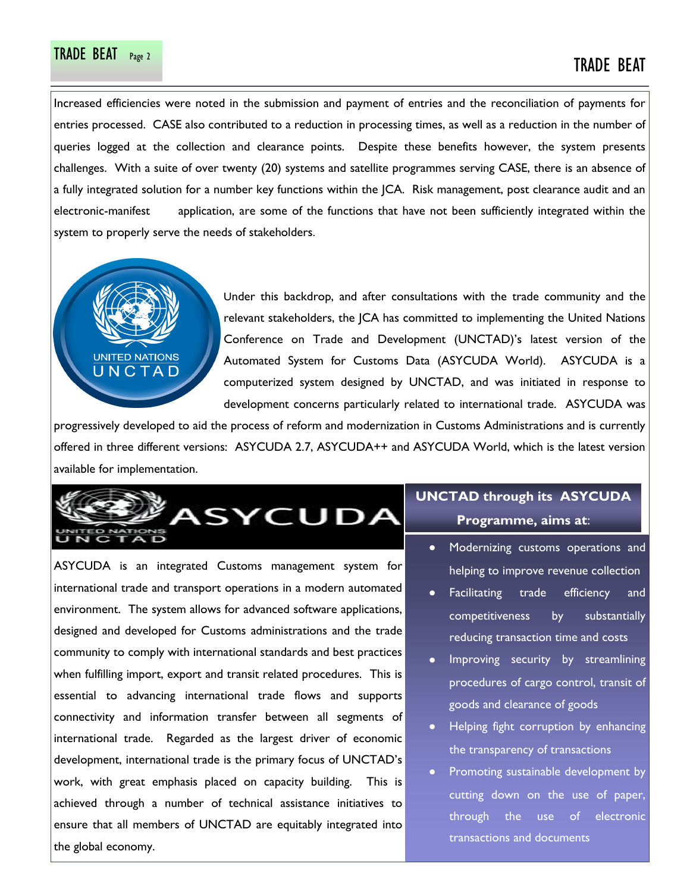Increased efficiencies were noted in the submission and payment of entries and the reconciliation of payments for entries processed. CASE also contributed to a reduction in processing times, as well as a reduction in the number of queries logged at the collection and clearance points. Despite these benefits however, the system presents challenges. With a suite of over twenty (20) systems and satellite programmes serving CASE, there is an absence of a fully integrated solution for a number key functions within the JCA. Risk management, post clearance audit and an electronic-manifest application, are some of the functions that have not been sufficiently integrated within the system to properly serve the needs of stakeholders.

Under this backdrop, and after consultations with the trade community and the relevant stakeholders, the JCA has committed to implementing the United Nations Conference on Trade and Development (UNCTAD)'s latest version of the Automated System for Customs Data (ASYCUDA World). ASYCUDA is a computerized system designed by UNCTAD, and was initiated in response to development concerns particularly related to international trade. ASYCUDA was progressively developed to aid the process of reform and modernization in Customs Administrations and is currently offered in three different versions: ASYCUDA 2.7, ASYCUDA++ and ASYCUDA World, which is the latest version available for implementation.

ASYCUDA is an integrated Customs management system for international trade and transport operations in a modern automated environment. The system allows for advanced software applications, designed and developed for Customs administrations and the trade community to comply with international standards and best practices when fulfilling import, export and transit related procedures. This is essential to advancing international trade flows and supports connectivity and information transfer between all segments of international trade. Regarded as the largest driver of economic development, international trade is the primary focus of UNCTAD's work, with great emphasis placed on capacity building. This is achieved through a number of technical assistance initiatives to ensure that all members of UNCTAD are equitably integrated into the global economy.

**UNCTAD through its ASYCUDA Programme, aims at:**

- Modernizing customs operations and helping to improve revenue collection
- Facilitating trade efficiency and competitiveness by substantially reducing transaction time and costs
- Improving security by streamlining procedures of cargo control, transit of goods and clearance of goods
- Helping fight corruption by enhancing the transparency of transactions
- Promoting sustainable development by cutting down on the use of paper, through the use of electronic transactions and documents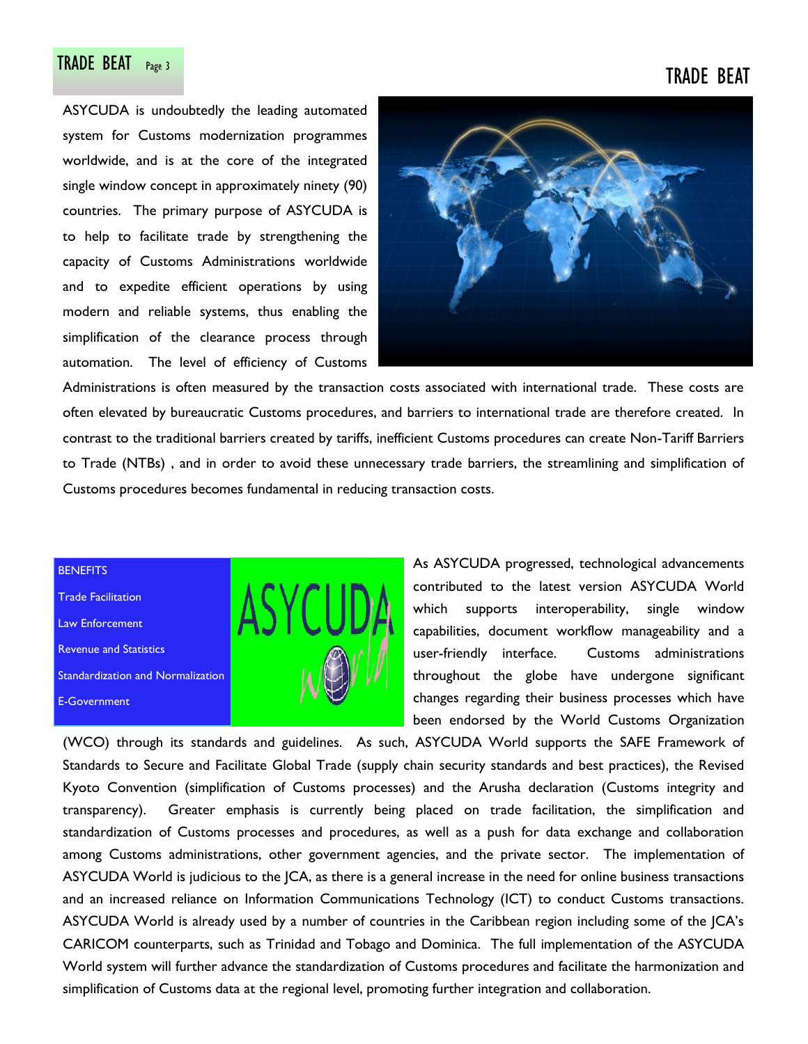ASYCUDA is undoubtedly the leading automated system for Customs modernization programmes worldwide, and is at the core of the integrated single window concept in approximately ninety (90) countries. The primary purpose of ASYCUDA is to help to facilitate trade by strengthening the capacity of Customs Administrations worldwide and to expedite efficient operations by using modern and reliable systems, thus enabling the simplification of the clearance process through automation. The level of efficiency of Customs Administrations is often measured by the transaction costs associated with international trade. These costs are often elevated by bureaucratic Customs procedures, and barriers to international trade are therefore created. In contrast to the traditional barriers created by tariffs, inefficient Customs procedures can create Non-Tariff Barriers to Trade (NTBs) , and in order to avoid these unnecessary trade barriers, the streamlining and simplification of Customs procedures becomes fundamental in reducing transaction costs.

**BENEFITS**

- Trade Facilitation
- Law Enforcement
- Revenue and Statistics
- Standardization and Normalization
- E-Government

As ASYCUDA progressed, technological advancements contributed to the latest version ASYCUDA World which supports interoperability, single window capabilities, document workflow manageability and a user-friendly interface. Customs administrations throughout the globe have undergone significant changes regarding their business processes which have been endorsed by the World Customs Organization (WCO) through its standards and guidelines. As such, ASYCUDA World supports the SAFE Framework of Standards to Secure and Facilitate Global Trade (supply chain security standards and best practices), the Revised Kyoto Convention (simplification of Customs processes) and the Arusha declaration (Customs integrity and transparency). Greater emphasis is currently being placed on trade facilitation, the simplification and standardization of Customs processes and procedures, as well as a push for data exchange and collaboration among Customs administrations, other government agencies, and the private sector. The implementation of ASYCUDA World is judicious to the JCA, as there is a general increase in the need for online business transactions and an increased reliance on Information Communications Technology (ICT) to conduct Customs transactions. ASYCUDA World is already used by a number of countries in the Caribbean region including some of the JCA's CARICOM counterparts, such as Trinidad and Tobago and Dominica. The full implementation of the ASYCUDA World system will further advance the standardization of Customs procedures and facilitate the harmonization and simplification of Customs data at the regional level, promoting further integration and collaboration.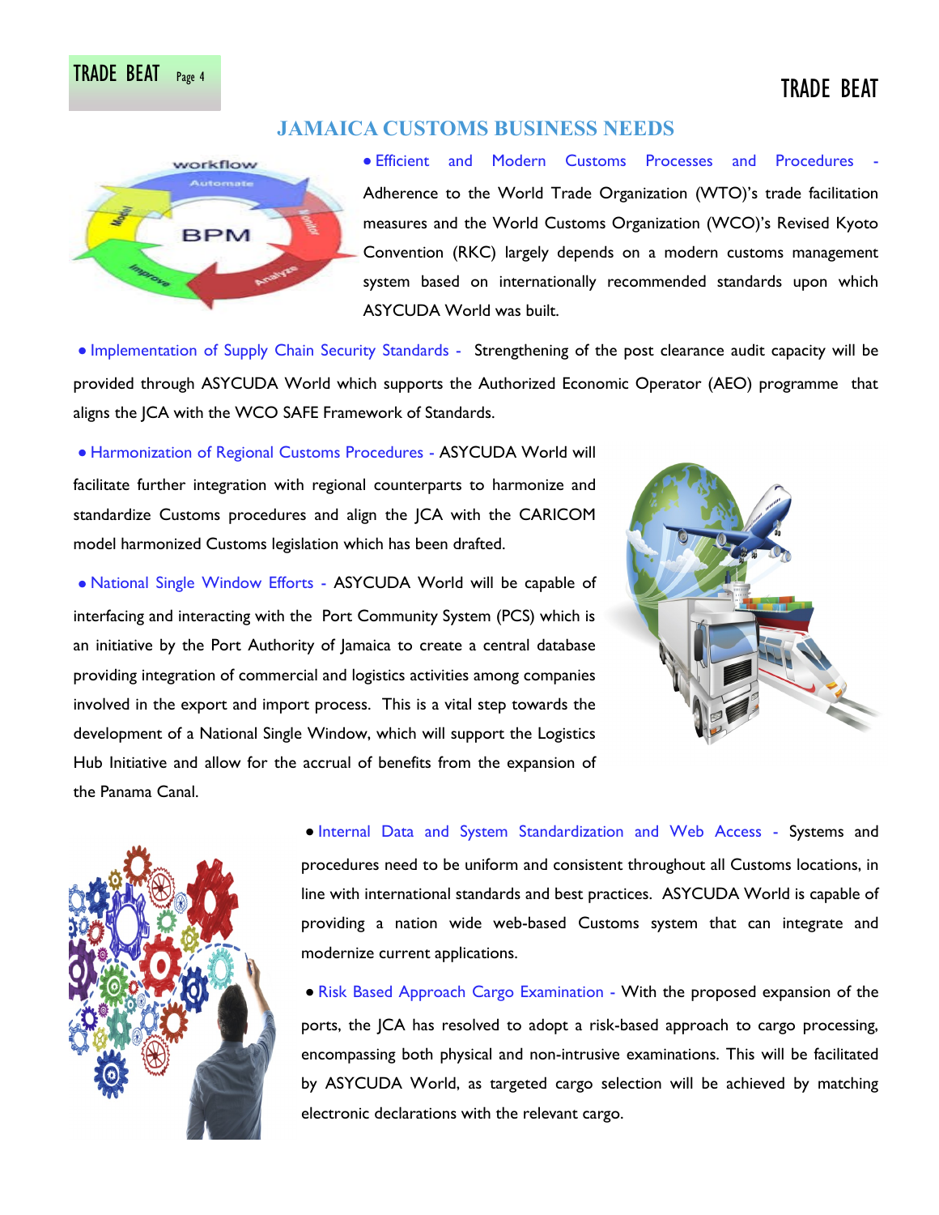## JAMAICA CUSTOMS BUSINESS NEEDS

- **Efficient and Modern Customs Processes and Procedures** - Adherence to the World Trade Organization (WTO)'s trade facilitation measures and the World Customs Organization (WCO)'s Revised Kyoto Convention (RKC) largely depends on a modern customs management system based on internationally recommended standards upon which ASYCUDA World was built.

- **Implementation of Supply Chain Security Standards** - Strengthening of the post clearance audit capacity will be provided through ASYCUDA World which supports the Authorized Economic Operator (AEO) programme that aligns the JCA with the WCO SAFE Framework of Standards.

- **Harmonization of Regional Customs Procedures** - ASYCUDA World will facilitate further integration with regional counterparts to harmonize and standardize Customs procedures and align the JCA with the CARICOM model harmonized Customs legislation which has been drafted.

- **National Single Window Efforts** - ASYCUDA World will be capable of interfacing and interacting with the Port Community System (PCS) which is an initiative by the Port Authority of Jamaica to create a central database providing integration of commercial and logistics activities among companies involved in the export and import process. This is a vital step towards the development of a National Single Window, which will support the Logistics Hub Initiative and allow for the accrual of benefits from the expansion of the Panama Canal.

- **Internal Data and System Standardization and Web Access** - Systems and procedures need to be uniform and consistent throughout all Customs locations, in line with international standards and best practices. ASYCUDA World is capable of providing a nation wide web-based Customs system that can integrate and modernize current applications.

- **Risk Based Approach Cargo Examination** - With the proposed expansion of the ports, the JCA has resolved to adopt a risk-based approach to cargo processing, encompassing both physical and non-intrusive examinations. This will be facilitated by ASYCUDA World, as targeted cargo selection will be achieved by matching electronic declarations with the relevant cargo.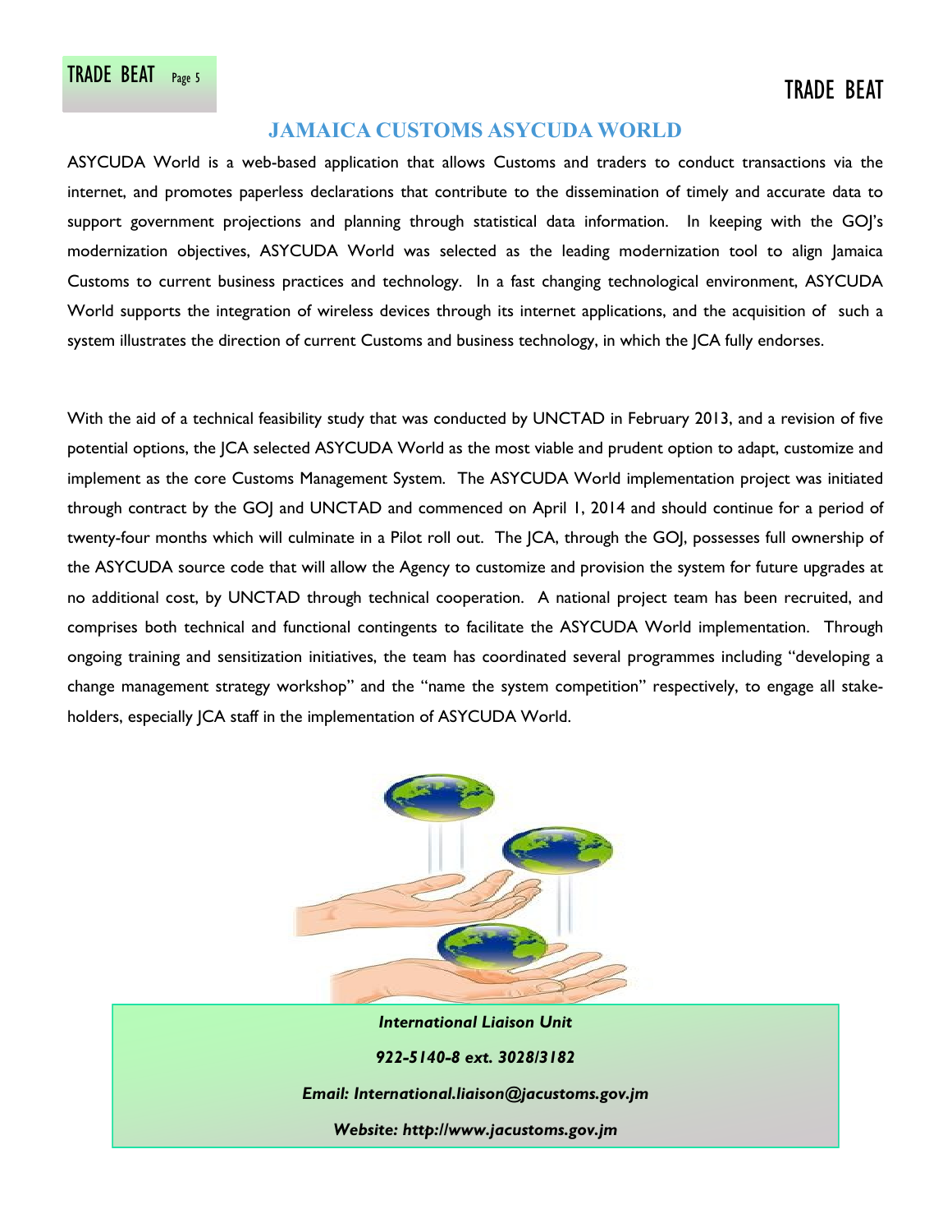# JAMAICA CUSTOMS ASYCUDA WORLD

ASYCUDA World is a web-based application that allows Customs and traders to conduct transactions via the internet, and promotes paperless declarations that contribute to the dissemination of timely and accurate data to support government projections and planning through statistical data information. In keeping with the GOJ's modernization objectives, ASYCUDA World was selected as the leading modernization tool to align Jamaica Customs to current business practices and technology. In a fast changing technological environment, ASYCUDA World supports the integration of wireless devices through its internet applications, and the acquisition of such a system illustrates the direction of current Customs and business technology, in which the JCA fully endorses.

With the aid of a technical feasibility study that was conducted by UNCTAD in February 2013, and a revision of five potential options, the JCA selected ASYCUDA World as the most viable and prudent option to adapt, customize and implement as the core Customs Management System. The ASYCUDA World implementation project was initiated through contract by the GOJ and UNCTAD and commenced on April 1, 2014 and should continue for a period of twenty-four months which will culminate in a Pilot roll out. The JCA, through the GOJ, possesses full ownership of the ASYCUDA source code that will allow the Agency to customize and provision the system for future upgrades at no additional cost, by UNCTAD through technical cooperation. A national project team has been recruited, and comprises both technical and functional contingents to facilitate the ASYCUDA World implementation. Through ongoing training and sensitization initiatives, the team has coordinated several programmes including "developing a change management strategy workshop" and the "name the system competition" respectively, to engage all stake-holders, especially JCA staff in the implementation of ASYCUDA World.

***International Liaison Unit***

***922-5140-8 ext. 3028/3182***

***Email: International.liaison@jacustoms.gov.jm***

***Website: http://www.jacustoms.gov.jm***